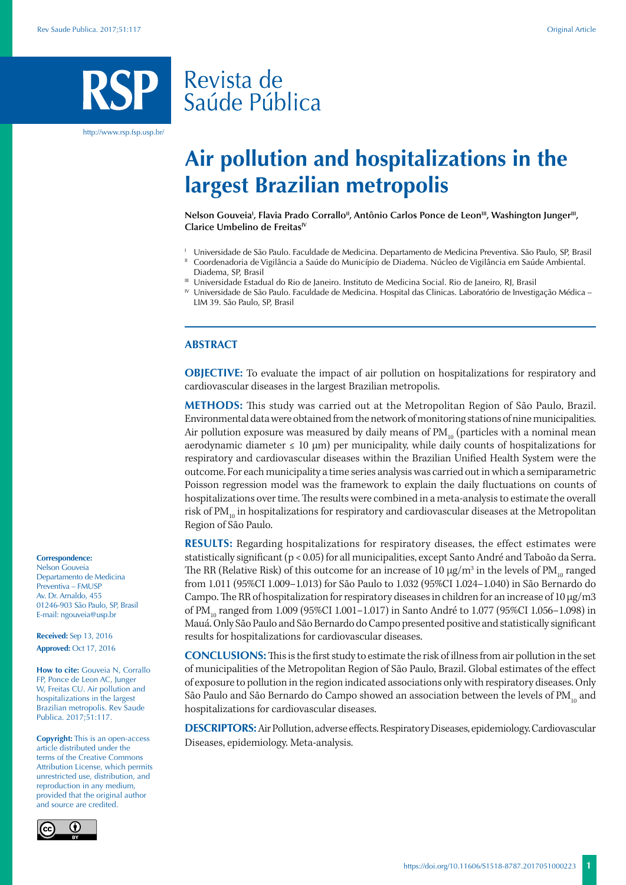# Air pollution and hospitalizations in the largest Brazilian metropolis

**Nelson Gouveia[I], Flavia Prado Corrallo[II], Antônio Carlos Ponce de Leon[III], Washington Junger[III], Clarice Umbelino de Freitas[IV]**

[I] Universidade de São Paulo. Faculdade de Medicina. Departamento de Medicina Preventiva. São Paulo, SP, Brasil

[II] Coordenadoria de Vigilância a Saúde do Município de Diadema. Núcleo de Vigilância em Saúde Ambiental. Diadema, SP, Brasil

[III] Universidade Estadual do Rio de Janeiro. Instituto de Medicina Social. Rio de Janeiro, RJ, Brasil

[IV] Universidade de São Paulo. Faculdade de Medicina. Hospital das Clinicas. Laboratório de Investigação Médica – LIM 39. São Paulo, SP, Brasil

## ABSTRACT

**OBJECTIVE:** To evaluate the impact of air pollution on hospitalizations for respiratory and cardiovascular diseases in the largest Brazilian metropolis.

**METHODS:** This study was carried out at the Metropolitan Region of São Paulo, Brazil. Environmental data were obtained from the network of monitoring stations of nine municipalities. Air pollution exposure was measured by daily means of $PM_{10}$ (particles with a nominal mean aerodynamic diameter ≤ 10 µm) per municipality, while daily counts of hospitalizations for respiratory and cardiovascular diseases within the Brazilian Unified Health System were the outcome. For each municipality a time series analysis was carried out in which a semiparametric Poisson regression model was the framework to explain the daily fluctuations on counts of hospitalizations over time. The results were combined in a meta-analysis to estimate the overall risk of $PM_{10}$ in hospitalizations for respiratory and cardiovascular diseases at the Metropolitan Region of São Paulo.

**RESULTS:** Regarding hospitalizations for respiratory diseases, the effect estimates were statistically significant ($p < 0.05$) for all municipalities, except Santo André and Taboão da Serra. The RR (Relative Risk) of this outcome for an increase of 10 µg/m$^3$ in the levels of $PM_{10}$ ranged from 1.011 (95%CI 1.009–1.013) for São Paulo to 1.032 (95%CI 1.024–1.040) in São Bernardo do Campo. The RR of hospitalization for respiratory diseases in children for an increase of 10 µg/m3 of $PM_{10}$ ranged from 1.009 (95%CI 1.001–1.017) in Santo André to 1.077 (95%CI 1.056–1.098) in Mauá. Only São Paulo and São Bernardo do Campo presented positive and statistically significant results for hospitalizations for cardiovascular diseases.

**CONCLUSIONS:** This is the first study to estimate the risk of illness from air pollution in the set of municipalities of the Metropolitan Region of São Paulo, Brazil. Global estimates of the effect of exposure to pollution in the region indicated associations only with respiratory diseases. Only São Paulo and São Bernardo do Campo showed an association between the levels of $PM_{10}$ and hospitalizations for cardiovascular diseases.

**DESCRIPTORS:** Air Pollution, adverse effects. Respiratory Diseases, epidemiology. Cardiovascular Diseases, epidemiology. Meta-analysis.

**Correspondence:**
Nelson Gouveia
Departamento de Medicina Preventiva – FMUSP
Av. Dr. Arnaldo, 455
01246-903 São Paulo, SP, Brasil
E-mail: ngouveia@usp.br

**Received:** Sep 13, 2016
**Approved:** Oct 17, 2016

**How to cite:** Gouveia N, Corrallo FP, Ponce de Leon AC, Junger W, Freitas CU. Air pollution and hospitalizations in the largest Brazilian metropolis. Rev Saude Publica. 2017;51:117.

**Copyright:** This is an open-access article distributed under the terms of the Creative Commons Attribution License, which permits unrestricted use, distribution, and reproduction in any medium, provided that the original author and source are credited.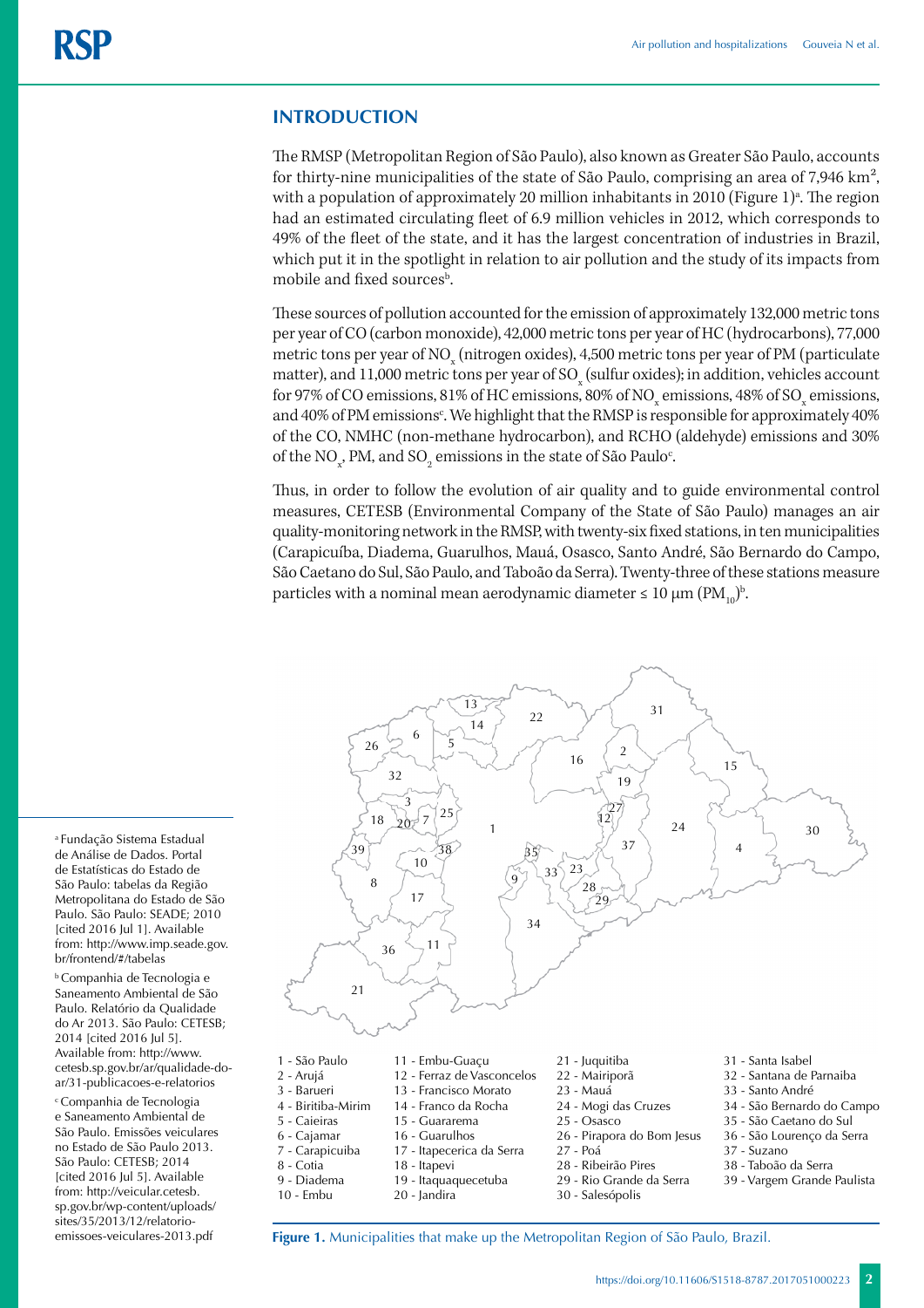## INTRODUCTION

The RMSP (Metropolitan Region of São Paulo), also known as Greater São Paulo, accounts for thirty-nine municipalities of the state of São Paulo, comprising an area of 7,946 km², with a population of approximately 20 million inhabitants in 2010 (Figure 1)[a]. The region had an estimated circulating fleet of 6.9 million vehicles in 2012, which corresponds to 49% of the fleet of the state, and it has the largest concentration of industries in Brazil, which put it in the spotlight in relation to air pollution and the study of its impacts from mobile and fixed sources[b].

These sources of pollution accounted for the emission of approximately 132,000 metric tons per year of CO (carbon monoxide), 42,000 metric tons per year of HC (hydrocarbons), 77,000 metric tons per year of $NO_x$ (nitrogen oxides), 4,500 metric tons per year of PM (particulate matter), and 11,000 metric tons per year of $SO_x$ (sulfur oxides); in addition, vehicles account for 97% of CO emissions, 81% of HC emissions, 80% of $NO_x$ emissions, 48% of $SO_x$ emissions, and 40% of PM emissions[c]. We highlight that the RMSP is responsible for approximately 40% of the CO, NMHC (non-methane hydrocarbon), and RCHO (aldehyde) emissions and 30% of the $NO_x$, PM, and $SO_2$ emissions in the state of São Paulo[c].

Thus, in order to follow the evolution of air quality and to guide environmental control measures, CETESB (Environmental Company of the State of São Paulo) manages an air quality-monitoring network in the RMSP, with twenty-six fixed stations, in ten municipalities (Carapicuíba, Diadema, Guarulhos, Mauá, Osasco, Santo André, São Bernardo do Campo, São Caetano do Sul, São Paulo, and Taboão da Serra). Twenty-three of these stations measure particles with a nominal mean aerodynamic diameter ≤ 10 µm ($PM_{10}$)[b].

1 - São Paulo
2 - Arujá
3 - Barueri
4 - Biritiba-Mirim
5 - Caieiras
6 - Cajamar
7 - Carapicuiba
8 - Cotia
9 - Diadema
10 - Embu
11 - Embu-Guaçu
12 - Ferraz de Vasconcelos
13 - Francisco Morato
14 - Franco da Rocha
15 - Guararema
16 - Guarulhos
17 - Itapecerica da Serra
18 - Itapevi
19 - Itaquaquecetuba
20 - Jandira
21 - Juquitiba
22 - Mairiporã
23 - Mauá
24 - Mogi das Cruzes
25 - Osasco
26 - Pirapora do Bom Jesus
27 - Poá
28 - Ribeirão Pires
29 - Rio Grande da Serra
30 - Salesópolis
31 - Santa Isabel
32 - Santana de Parnaiba
33 - Santo André
34 - São Bernardo do Campo
35 - São Caetano do Sul
36 - São Lourenço da Serra
37 - Suzano
38 - Taboão da Serra
39 - Vargem Grande Paulista

**Figure 1.** Municipalities that make up the Metropolitan Region of São Paulo, Brazil.

[a] Fundação Sistema Estadual de Análise de Dados. Portal de Estatísticas do Estado de São Paulo: tabelas da Região Metropolitana do Estado de São Paulo. São Paulo: SEADE; 2010 [cited 2016 Jul 1]. Available from: http://www.imp.seade.gov.br/frontend/#/tabelas

[b] Companhia de Tecnologia e Saneamento Ambiental de São Paulo. Relatório da Qualidade do Ar 2013. São Paulo: CETESB; 2014 [cited 2016 Jul 5]. Available from: http://www.cetesb.sp.gov.br/ar/qualidade-do-ar/31-publicacoes-e-relatorios

[c] Companhia de Tecnologia e Saneamento Ambiental de São Paulo. Emissões veiculares no Estado de São Paulo 2013. São Paulo: CETESB; 2014 [cited 2016 Jul 5]. Available from: http://veicular.cetesb.sp.gov.br/wp-content/uploads/sites/35/2013/12/relatorio-emissoes-veiculares-2013.pdf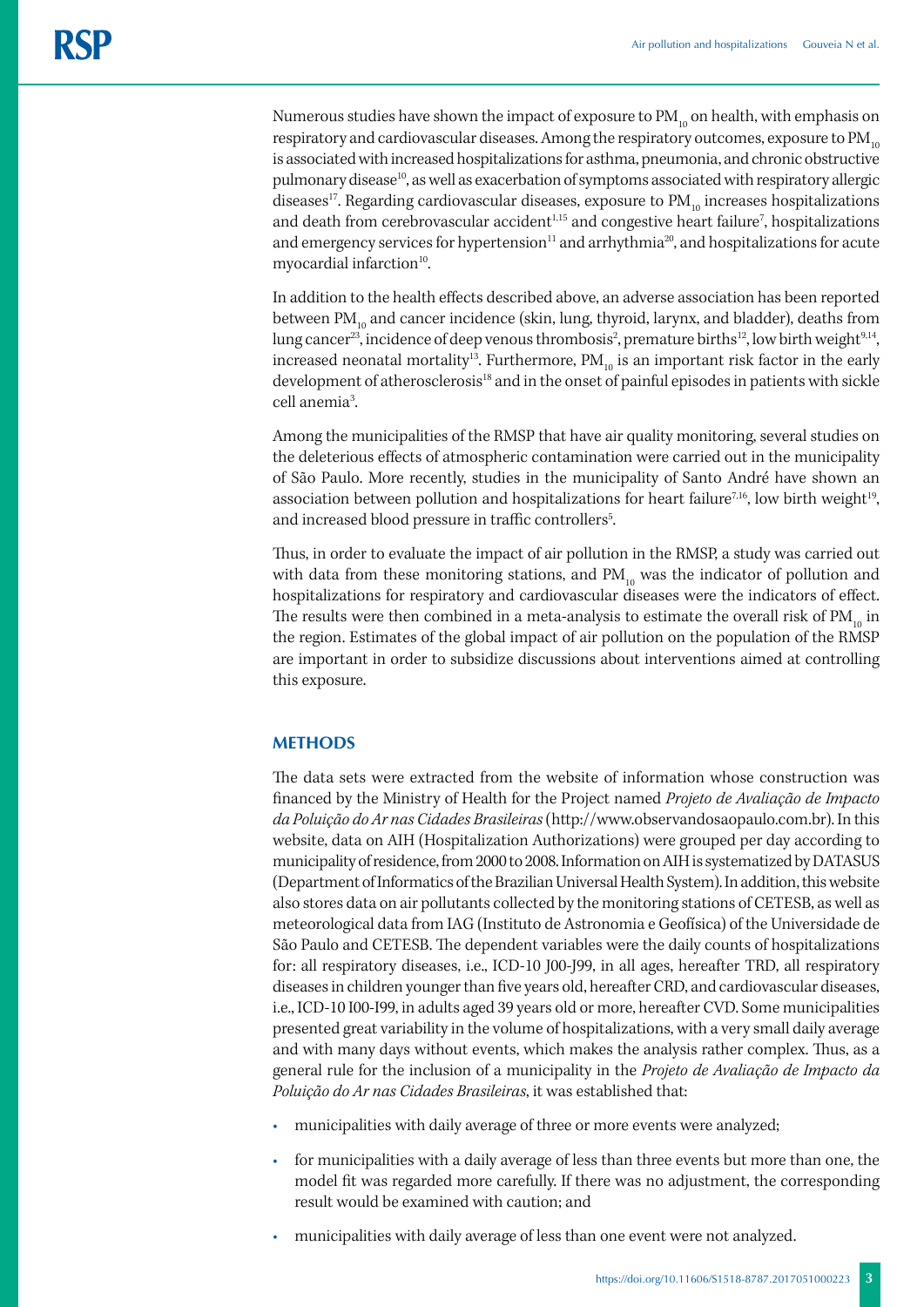Numerous studies have shown the impact of exposure to $PM_{10}$ on health, with emphasis on respiratory and cardiovascular diseases. Among the respiratory outcomes, exposure to $PM_{10}$ is associated with increased hospitalizations for asthma, pneumonia, and chronic obstructive pulmonary disease[10], as well as exacerbation of symptoms associated with respiratory allergic diseases[17]. Regarding cardiovascular diseases, exposure to $PM_{10}$ increases hospitalizations and death from cerebrovascular accident[1,15] and congestive heart failure[7], hospitalizations and emergency services for hypertension[11] and arrhythmia[20], and hospitalizations for acute myocardial infarction[10].

In addition to the health effects described above, an adverse association has been reported between $PM_{10}$ and cancer incidence (skin, lung, thyroid, larynx, and bladder), deaths from lung cancer[23], incidence of deep venous thrombosis[2], premature births[12], low birth weight[9,14], increased neonatal mortality[13]. Furthermore, $PM_{10}$ is an important risk factor in the early development of atherosclerosis[18] and in the onset of painful episodes in patients with sickle cell anemia[3].

Among the municipalities of the RMSP that have air quality monitoring, several studies on the deleterious effects of atmospheric contamination were carried out in the municipality of São Paulo. More recently, studies in the municipality of Santo André have shown an association between pollution and hospitalizations for heart failure[7,16], low birth weight[19], and increased blood pressure in traffic controllers[5].

Thus, in order to evaluate the impact of air pollution in the RMSP, a study was carried out with data from these monitoring stations, and $PM_{10}$ was the indicator of pollution and hospitalizations for respiratory and cardiovascular diseases were the indicators of effect. The results were then combined in a meta-analysis to estimate the overall risk of $PM_{10}$ in the region. Estimates of the global impact of air pollution on the population of the RMSP are important in order to subsidize discussions about interventions aimed at controlling this exposure.

## METHODS

The data sets were extracted from the website of information whose construction was financed by the Ministry of Health for the Project named *Projeto de Avaliação de Impacto da Poluição do Ar nas Cidades Brasileiras* (http://www.observandosaopaulo.com.br). In this website, data on AIH (Hospitalization Authorizations) were grouped per day according to municipality of residence, from 2000 to 2008. Information on AIH is systematized by DATASUS (Department of Informatics of the Brazilian Universal Health System). In addition, this website also stores data on air pollutants collected by the monitoring stations of CETESB, as well as meteorological data from IAG (Instituto de Astronomia e Geofísica) of the Universidade de São Paulo and CETESB. The dependent variables were the daily counts of hospitalizations for: all respiratory diseases, i.e., ICD-10 J00-J99, in all ages, hereafter TRD, all respiratory diseases in children younger than five years old, hereafter CRD, and cardiovascular diseases, i.e., ICD-10 I00-I99, in adults aged 39 years old or more, hereafter CVD. Some municipalities presented great variability in the volume of hospitalizations, with a very small daily average and with many days without events, which makes the analysis rather complex. Thus, as a general rule for the inclusion of a municipality in the *Projeto de Avaliação de Impacto da Poluição do Ar nas Cidades Brasileiras*, it was established that:

- municipalities with daily average of three or more events were analyzed;
- for municipalities with a daily average of less than three events but more than one, the model fit was regarded more carefully. If there was no adjustment, the corresponding result would be examined with caution; and
- municipalities with daily average of less than one event were not analyzed.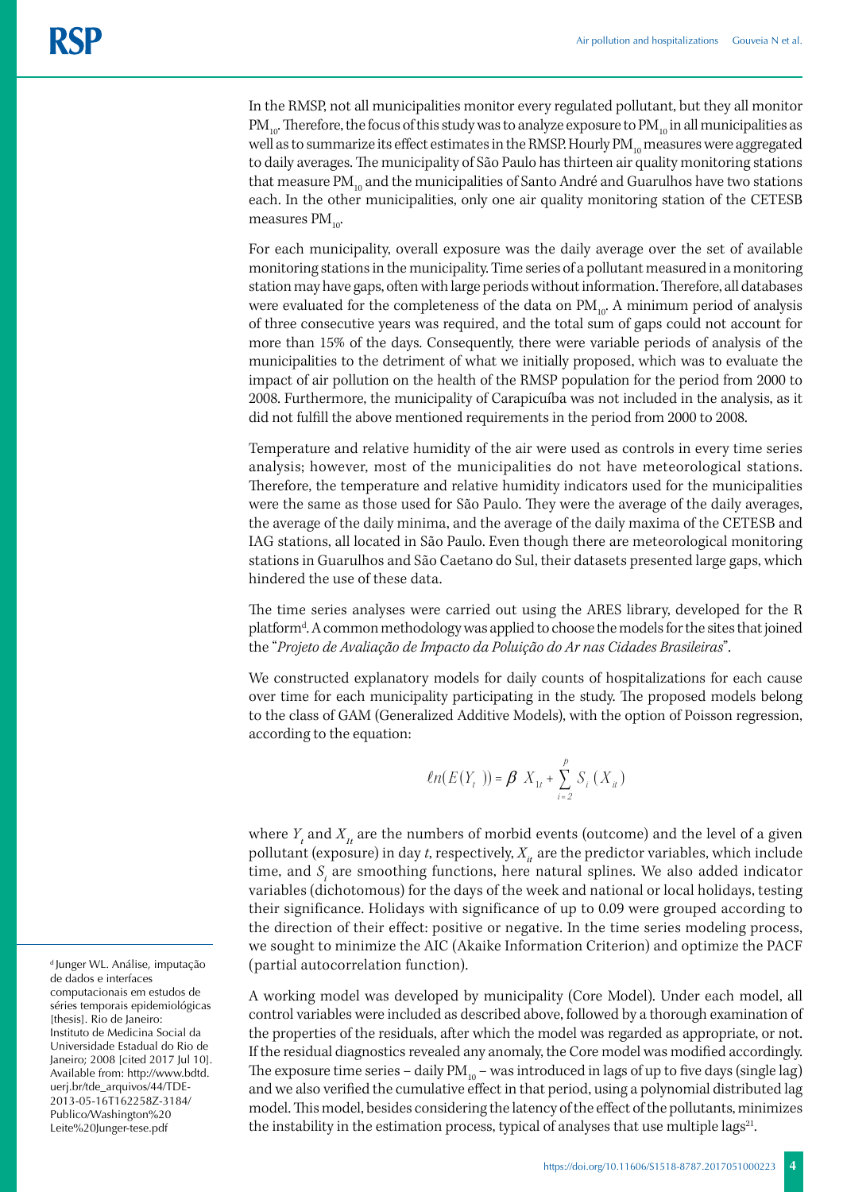In the RMSP, not all municipalities monitor every regulated pollutant, but they all monitor $PM_{10}$. Therefore, the focus of this study was to analyze exposure to $PM_{10}$ in all municipalities as well as to summarize its effect estimates in the RMSP. Hourly $PM_{10}$ measures were aggregated to daily averages. The municipality of São Paulo has thirteen air quality monitoring stations that measure $PM_{10}$ and the municipalities of Santo André and Guarulhos have two stations each. In the other municipalities, only one air quality monitoring station of the CETESB measures $PM_{10}$.

For each municipality, overall exposure was the daily average over the set of available monitoring stations in the municipality. Time series of a pollutant measured in a monitoring station may have gaps, often with large periods without information. Therefore, all databases were evaluated for the completeness of the data on $PM_{10}$. A minimum period of analysis of three consecutive years was required, and the total sum of gaps could not account for more than 15% of the days. Consequently, there were variable periods of analysis of the municipalities to the detriment of what we initially proposed, which was to evaluate the impact of air pollution on the health of the RMSP population for the period from 2000 to 2008. Furthermore, the municipality of Carapicuíba was not included in the analysis, as it did not fulfill the above mentioned requirements in the period from 2000 to 2008.

Temperature and relative humidity of the air were used as controls in every time series analysis; however, most of the municipalities do not have meteorological stations. Therefore, the temperature and relative humidity indicators used for the municipalities were the same as those used for São Paulo. They were the average of the daily averages, the average of the daily minima, and the average of the daily maxima of the CETESB and IAG stations, all located in São Paulo. Even though there are meteorological monitoring stations in Guarulhos and São Caetano do Sul, their datasets presented large gaps, which hindered the use of these data.

The time series analyses were carried out using the ARES library, developed for the R platform[d]. A common methodology was applied to choose the models for the sites that joined the "*Projeto de Avaliação de Impacto da Poluição do Ar nas Cidades Brasileiras*".

We constructed explanatory models for daily counts of hospitalizations for each cause over time for each municipality participating in the study. The proposed models belong to the class of GAM (Generalized Additive Models), with the option of Poisson regression, according to the equation:

$$\ell n(E(Y_t)) = \beta X_{1t} + \sum_{i=2}^{p} S_i(X_{it})$$

where $Y_t$ and $X_{1t}$ are the numbers of morbid events (outcome) and the level of a given pollutant (exposure) in day *t*, respectively, $X_{it}$ are the predictor variables, which include time, and $S_i$ are smoothing functions, here natural splines. We also added indicator variables (dichotomous) for the days of the week and national or local holidays, testing their significance. Holidays with significance of up to 0.09 were grouped according to the direction of their effect: positive or negative. In the time series modeling process, we sought to minimize the AIC (Akaike Information Criterion) and optimize the PACF (partial autocorrelation function).

A working model was developed by municipality (Core Model). Under each model, all control variables were included as described above, followed by a thorough examination of the properties of the residuals, after which the model was regarded as appropriate, or not. If the residual diagnostics revealed any anomaly, the Core model was modified accordingly. The exposure time series – daily $PM_{10}$ – was introduced in lags of up to five days (single lag) and we also verified the cumulative effect in that period, using a polynomial distributed lag model. This model, besides considering the latency of the effect of the pollutants, minimizes the instability in the estimation process, typical of analyses that use multiple lags[21].

[d] Junger WL. Análise, imputação de dados e interfaces computacionais em estudos de séries temporais epidemiológicas [thesis]. Rio de Janeiro: Instituto de Medicina Social da Universidade Estadual do Rio de Janeiro; 2008 [cited 2017 Jul 10]. Available from: http://www.bdtd.uerj.br/tde_arquivos/44/TDE-2013-05-16T162258Z-3184/Publico/Washington%20Leite%20Junger-tese.pdf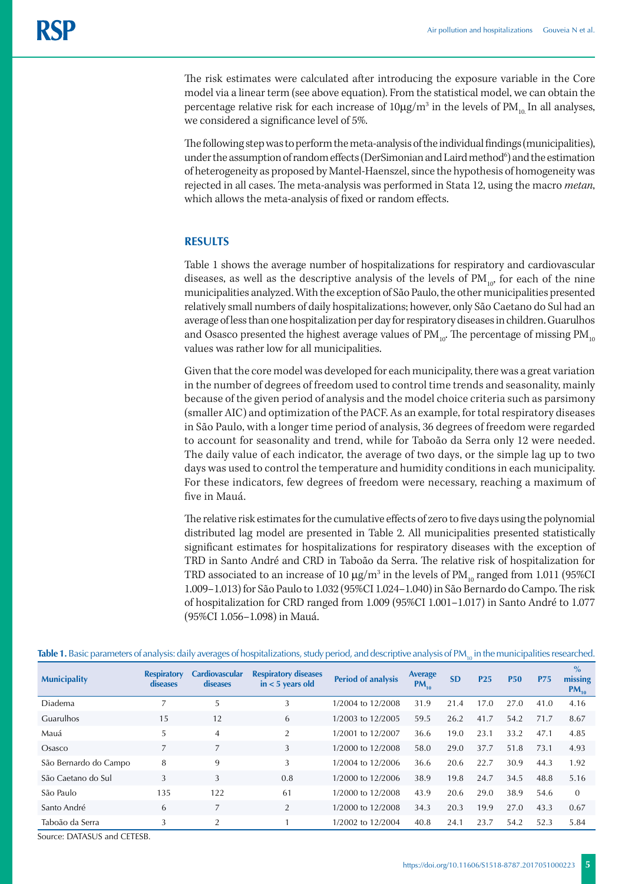The risk estimates were calculated after introducing the exposure variable in the Core model via a linear term (see above equation). From the statistical model, we can obtain the percentage relative risk for each increase of 10μg/m³ in the levels of $PM_{10}$. In all analyses, we considered a significance level of 5%.

The following step was to perform the meta-analysis of the individual findings (municipalities), under the assumption of random effects (DerSimonian and Laird method[6]) and the estimation of heterogeneity as proposed by Mantel-Haenszel, since the hypothesis of homogeneity was rejected in all cases. The meta-analysis was performed in Stata 12, using the macro *metan*, which allows the meta-analysis of fixed or random effects.

## RESULTS

Table 1 shows the average number of hospitalizations for respiratory and cardiovascular diseases, as well as the descriptive analysis of the levels of $PM_{10}$, for each of the nine municipalities analyzed. With the exception of São Paulo, the other municipalities presented relatively small numbers of daily hospitalizations; however, only São Caetano do Sul had an average of less than one hospitalization per day for respiratory diseases in children. Guarulhos and Osasco presented the highest average values of $PM_{10}$. The percentage of missing $PM_{10}$ values was rather low for all municipalities.

Given that the core model was developed for each municipality, there was a great variation in the number of degrees of freedom used to control time trends and seasonality, mainly because of the given period of analysis and the model choice criteria such as parsimony (smaller AIC) and optimization of the PACF. As an example, for total respiratory diseases in São Paulo, with a longer time period of analysis, 36 degrees of freedom were regarded to account for seasonality and trend, while for Taboão da Serra only 12 were needed. The daily value of each indicator, the average of two days, or the simple lag up to two days was used to control the temperature and humidity conditions in each municipality. For these indicators, few degrees of freedom were necessary, reaching a maximum of five in Mauá.

The relative risk estimates for the cumulative effects of zero to five days using the polynomial distributed lag model are presented in Table 2. All municipalities presented statistically significant estimates for hospitalizations for respiratory diseases with the exception of TRD in Santo André and CRD in Taboão da Serra. The relative risk of hospitalization for TRD associated to an increase of 10 μg/m³ in the levels of $PM_{10}$ ranged from 1.011 (95%CI 1.009–1.013) for São Paulo to 1.032 (95%CI 1.024–1.040) in São Bernardo do Campo. The risk of hospitalization for CRD ranged from 1.009 (95%CI 1.001–1.017) in Santo André to 1.077 (95%CI 1.056–1.098) in Mauá.

**Table 1.** Basic parameters of analysis: daily averages of hospitalizations, study period, and descriptive analysis of $PM_{10}$ in the municipalities researched.

| Municipality | Respiratory diseases | Cardiovascular diseases | Respiratory diseases in < 5 years old | Period of analysis | Average $PM_{10}$ | SD | P25 | P50 | P75 | % missing $PM_{10}$ |
|---|---|---|---|---|---|---|---|---|---|---|
| Diadema | 7 | 5 | 3 | 1/2004 to 12/2008 | 31.9 | 21.4 | 17.0 | 27.0 | 41.0 | 4.16 |
| Guarulhos | 15 | 12 | 6 | 1/2003 to 12/2005 | 59.5 | 26.2 | 41.7 | 54.2 | 71.7 | 8.67 |
| Mauá | 5 | 4 | 2 | 1/2001 to 12/2007 | 36.6 | 19.0 | 23.1 | 33.2 | 47.1 | 4.85 |
| Osasco | 7 | 7 | 3 | 1/2000 to 12/2008 | 58.0 | 29.0 | 37.7 | 51.8 | 73.1 | 4.93 |
| São Bernardo do Campo | 8 | 9 | 3 | 1/2004 to 12/2006 | 36.6 | 20.6 | 22.7 | 30.9 | 44.3 | 1.92 |
| São Caetano do Sul | 3 | 3 | 0.8 | 1/2000 to 12/2006 | 38.9 | 19.8 | 24.7 | 34.5 | 48.8 | 5.16 |
| São Paulo | 135 | 122 | 61 | 1/2000 to 12/2008 | 43.9 | 20.6 | 29.0 | 38.9 | 54.6 | 0 |
| Santo André | 6 | 7 | 2 | 1/2000 to 12/2008 | 34.3 | 20.3 | 19.9 | 27.0 | 43.3 | 0.67 |
| Taboão da Serra | 3 | 2 | 1 | 1/2002 to 12/2004 | 40.8 | 24.1 | 23.7 | 54.2 | 52.3 | 5.84 |

Source: DATASUS and CETESB.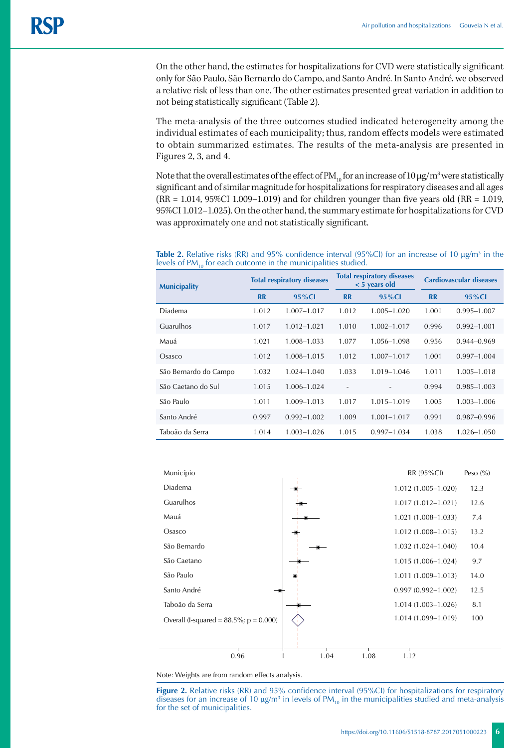On the other hand, the estimates for hospitalizations for CVD were statistically significant only for São Paulo, São Bernardo do Campo, and Santo André. In Santo André, we observed a relative risk of less than one. The other estimates presented great variation in addition to not being statistically significant (Table 2).

The meta-analysis of the three outcomes studied indicated heterogeneity among the individual estimates of each municipality; thus, random effects models were estimated to obtain summarized estimates. The results of the meta-analysis are presented in Figures 2, 3, and 4.

Note that the overall estimates of the effect of $PM_{10}$ for an increase of 10 μg/m³ were statistically significant and of similar magnitude for hospitalizations for respiratory diseases and all ages (RR = 1.014, 95%CI 1.009–1.019) and for children younger than five years old (RR = 1.019, 95%CI 1.012–1.025). On the other hand, the summary estimate for hospitalizations for CVD was approximately one and not statistically significant.

**Table 2.** Relative risks (RR) and 95% confidence interval (95%CI) for an increase of 10 μg/m³ in the levels of $PM_{10}$ for each outcome in the municipalities studied.

| Municipality | Total respiratory diseases | | Total respiratory diseases < 5 years old | | Cardiovascular diseases | |
|---|---|---|---|---|---|---|
| | RR | 95%CI | RR | 95%CI | RR | 95%CI |
| Diadema | 1.012 | 1.007–1.017 | 1.012 | 1.005–1.020 | 1.001 | 0.995–1.007 |
| Guarulhos | 1.017 | 1.012–1.021 | 1.010 | 1.002–1.017 | 0.996 | 0.992–1.001 |
| Mauá | 1.021 | 1.008–1.033 | 1.077 | 1.056–1.098 | 0.956 | 0.944–0.969 |
| Osasco | 1.012 | 1.008–1.015 | 1.012 | 1.007–1.017 | 1.001 | 0.997–1.004 |
| São Bernardo do Campo | 1.032 | 1.024–1.040 | 1.033 | 1.019–1.046 | 1.011 | 1.005–1.018 |
| São Caetano do Sul | 1.015 | 1.006–1.024 | - | - | 0.994 | 0.985–1.003 |
| São Paulo | 1.011 | 1.009–1.013 | 1.017 | 1.015–1.019 | 1.005 | 1.003–1.006 |
| Santo André | 0.997 | 0.992–1.002 | 1.009 | 1.001–1.017 | 0.991 | 0.987–0.996 |
| Taboão da Serra | 1.014 | 1.003–1.026 | 1.015 | 0.997–1.034 | 1.038 | 1.026–1.050 |

| Município | RR (95%CI) | Peso (%) |
|---|---|---|
| Diadema | 1.012 (1.005–1.020) | 12.3 |
| Guarulhos | 1.017 (1.012–1.021) | 12.6 |
| Mauá | 1.021 (1.008–1.033) | 7.4 |
| Osasco | 1.012 (1.008–1.015) | 13.2 |
| São Bernardo | 1.032 (1.024–1.040) | 10.4 |
| São Caetano | 1.015 (1.006–1.024) | 9.7 |
| São Paulo | 1.011 (1.009–1.013) | 14.0 |
| Santo André | 0.997 (0.992–1.002) | 12.5 |
| Taboão da Serra | 1.014 (1.003–1.026) | 8.1 |
| Overall (I-squared = 88.5%; p = 0.000) | 1.014 (1.099–1.019) | 100 |

Note: Weights are from random effects analysis.

**Figure 2.** Relative risks (RR) and 95% confidence interval (95%CI) for hospitalizations for respiratory diseases for an increase of 10 μg/m³ in levels of $PM_{10}$ in the municipalities studied and meta-analysis for the set of municipalities.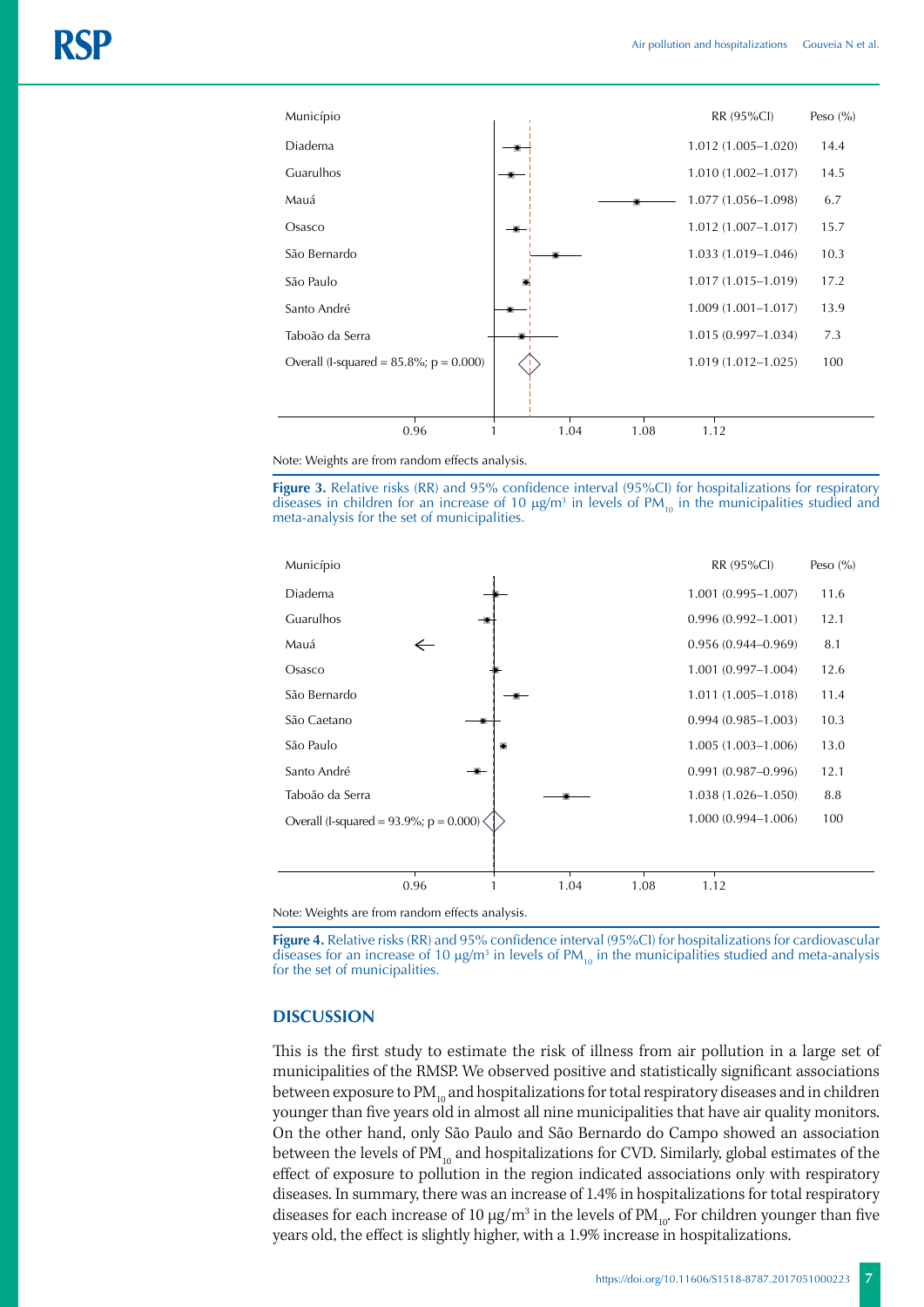| Município | RR (95%CI) | Peso (%) |
| --- | --- | --- |
| Diadema | 1.012 (1.005–1.020) | 14.4 |
| Guarulhos | 1.010 (1.002–1.017) | 14.5 |
| Mauá | 1.077 (1.056–1.098) | 6.7 |
| Osasco | 1.012 (1.007–1.017) | 15.7 |
| São Bernardo | 1.033 (1.019–1.046) | 10.3 |
| São Paulo | 1.017 (1.015–1.019) | 17.2 |
| Santo André | 1.009 (1.001–1.017) | 13.9 |
| Taboão da Serra | 1.015 (0.997–1.034) | 7.3 |
| Overall (I-squared = 85.8%; p = 0.000) | 1.019 (1.012–1.025) | 100 |

Note: Weights are from random effects analysis.

**Figure 3.** Relative risks (RR) and 95% confidence interval (95%CI) for hospitalizations for respiratory diseases in children for an increase of 10 μg/m³ in levels of $PM_{10}$ in the municipalities studied and meta-analysis for the set of municipalities.

| Município | RR (95%CI) | Peso (%) |
| --- | --- | --- |
| Diadema | 1.001 (0.995–1.007) | 11.6 |
| Guarulhos | 0.996 (0.992–1.001) | 12.1 |
| Mauá | 0.956 (0.944–0.969) | 8.1 |
| Osasco | 1.001 (0.997–1.004) | 12.6 |
| São Bernardo | 1.011 (1.005–1.018) | 11.4 |
| São Caetano | 0.994 (0.985–1.003) | 10.3 |
| São Paulo | 1.005 (1.003–1.006) | 13.0 |
| Santo André | 0.991 (0.987–0.996) | 12.1 |
| Taboão da Serra | 1.038 (1.026–1.050) | 8.8 |
| Overall (I-squared = 93.9%; p = 0.000) | 1.000 (0.994–1.006) | 100 |

Note: Weights are from random effects analysis.

**Figure 4.** Relative risks (RR) and 95% confidence interval (95%CI) for hospitalizations for cardiovascular diseases for an increase of 10 μg/m³ in levels of $PM_{10}$ in the municipalities studied and meta-analysis for the set of municipalities.

## DISCUSSION

This is the first study to estimate the risk of illness from air pollution in a large set of municipalities of the RMSP. We observed positive and statistically significant associations between exposure to $PM_{10}$ and hospitalizations for total respiratory diseases and in children younger than five years old in almost all nine municipalities that have air quality monitors. On the other hand, only São Paulo and São Bernardo do Campo showed an association between the levels of $PM_{10}$ and hospitalizations for CVD. Similarly, global estimates of the effect of exposure to pollution in the region indicated associations only with respiratory diseases. In summary, there was an increase of 1.4% in hospitalizations for total respiratory diseases for each increase of 10 μg/m³ in the levels of $PM_{10}$. For children younger than five years old, the effect is slightly higher, with a 1.9% increase in hospitalizations.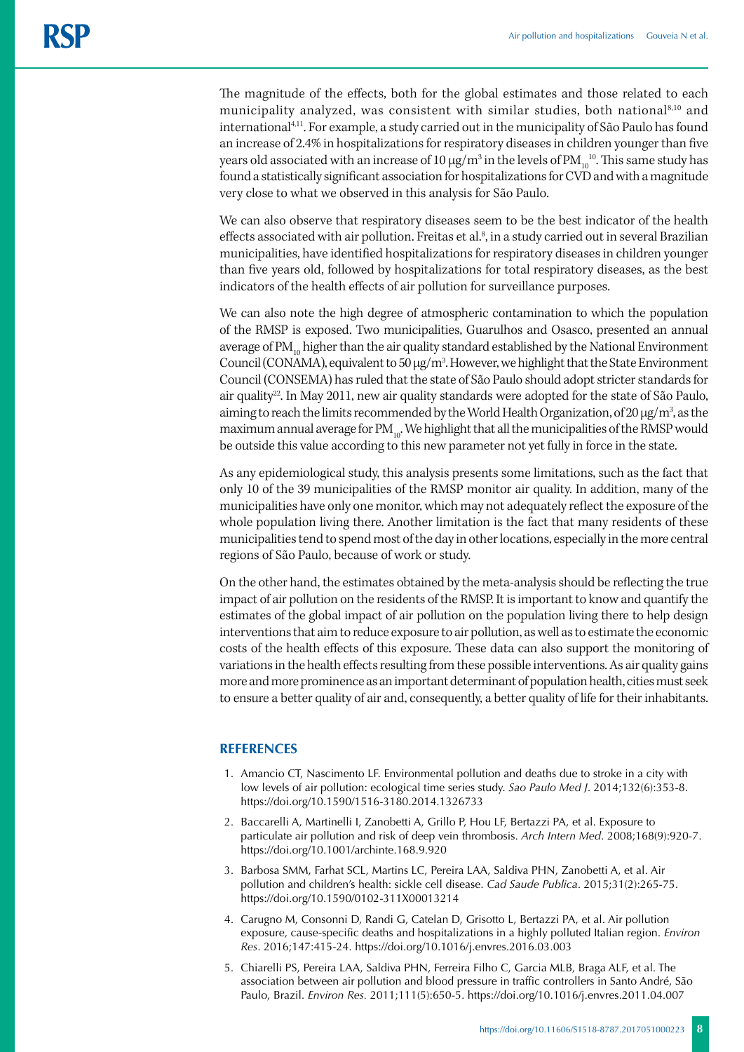The magnitude of the effects, both for the global estimates and those related to each municipality analyzed, was consistent with similar studies, both national[8,10] and international[4,11]. For example, a study carried out in the municipality of São Paulo has found an increase of 2.4% in hospitalizations for respiratory diseases in children younger than five years old associated with an increase of 10 μg/m³ in the levels of $PM_{10}$[10]. This same study has found a statistically significant association for hospitalizations for CVD and with a magnitude very close to what we observed in this analysis for São Paulo.

We can also observe that respiratory diseases seem to be the best indicator of the health effects associated with air pollution. Freitas et al.[8], in a study carried out in several Brazilian municipalities, have identified hospitalizations for respiratory diseases in children younger than five years old, followed by hospitalizations for total respiratory diseases, as the best indicators of the health effects of air pollution for surveillance purposes.

We can also note the high degree of atmospheric contamination to which the population of the RMSP is exposed. Two municipalities, Guarulhos and Osasco, presented an annual average of $PM_{10}$ higher than the air quality standard established by the National Environment Council (CONAMA), equivalent to 50 μg/m³. However, we highlight that the State Environment Council (CONSEMA) has ruled that the state of São Paulo should adopt stricter standards for air quality[22]. In May 2011, new air quality standards were adopted for the state of São Paulo, aiming to reach the limits recommended by the World Health Organization, of 20 μg/m³, as the maximum annual average for $PM_{10}$. We highlight that all the municipalities of the RMSP would be outside this value according to this new parameter not yet fully in force in the state.

As any epidemiological study, this analysis presents some limitations, such as the fact that only 10 of the 39 municipalities of the RMSP monitor air quality. In addition, many of the municipalities have only one monitor, which may not adequately reflect the exposure of the whole population living there. Another limitation is the fact that many residents of these municipalities tend to spend most of the day in other locations, especially in the more central regions of São Paulo, because of work or study.

On the other hand, the estimates obtained by the meta-analysis should be reflecting the true impact of air pollution on the residents of the RMSP. It is important to know and quantify the estimates of the global impact of air pollution on the population living there to help design interventions that aim to reduce exposure to air pollution, as well as to estimate the economic costs of the health effects of this exposure. These data can also support the monitoring of variations in the health effects resulting from these possible interventions. As air quality gains more and more prominence as an important determinant of population health, cities must seek to ensure a better quality of air and, consequently, a better quality of life for their inhabitants.

## REFERENCES

1. Amancio CT, Nascimento LF. Environmental pollution and deaths due to stroke in a city with low levels of air pollution: ecological time series study. *Sao Paulo Med J*. 2014;132(6):353-8. https://doi.org/10.1590/1516-3180.2014.1326733
2. Baccarelli A, Martinelli I, Zanobetti A, Grillo P, Hou LF, Bertazzi PA, et al. Exposure to particulate air pollution and risk of deep vein thrombosis. *Arch Intern Med*. 2008;168(9):920-7. https://doi.org/10.1001/archinte.168.9.920
3. Barbosa SMM, Farhat SCL, Martins LC, Pereira LAA, Saldiva PHN, Zanobetti A, et al. Air pollution and children's health: sickle cell disease. *Cad Saude Publica*. 2015;31(2):265-75. https://doi.org/10.1590/0102-311X00013214
4. Carugno M, Consonni D, Randi G, Catelan D, Grisotto L, Bertazzi PA, et al. Air pollution exposure, cause-specific deaths and hospitalizations in a highly polluted Italian region. *Environ Res*. 2016;147:415-24. https://doi.org/10.1016/j.envres.2016.03.003
5. Chiarelli PS, Pereira LAA, Saldiva PHN, Ferreira Filho C, Garcia MLB, Braga ALF, et al. The association between air pollution and blood pressure in traffic controllers in Santo André, São Paulo, Brazil. *Environ Res*. 2011;111(5):650-5. https://doi.org/10.1016/j.envres.2011.04.007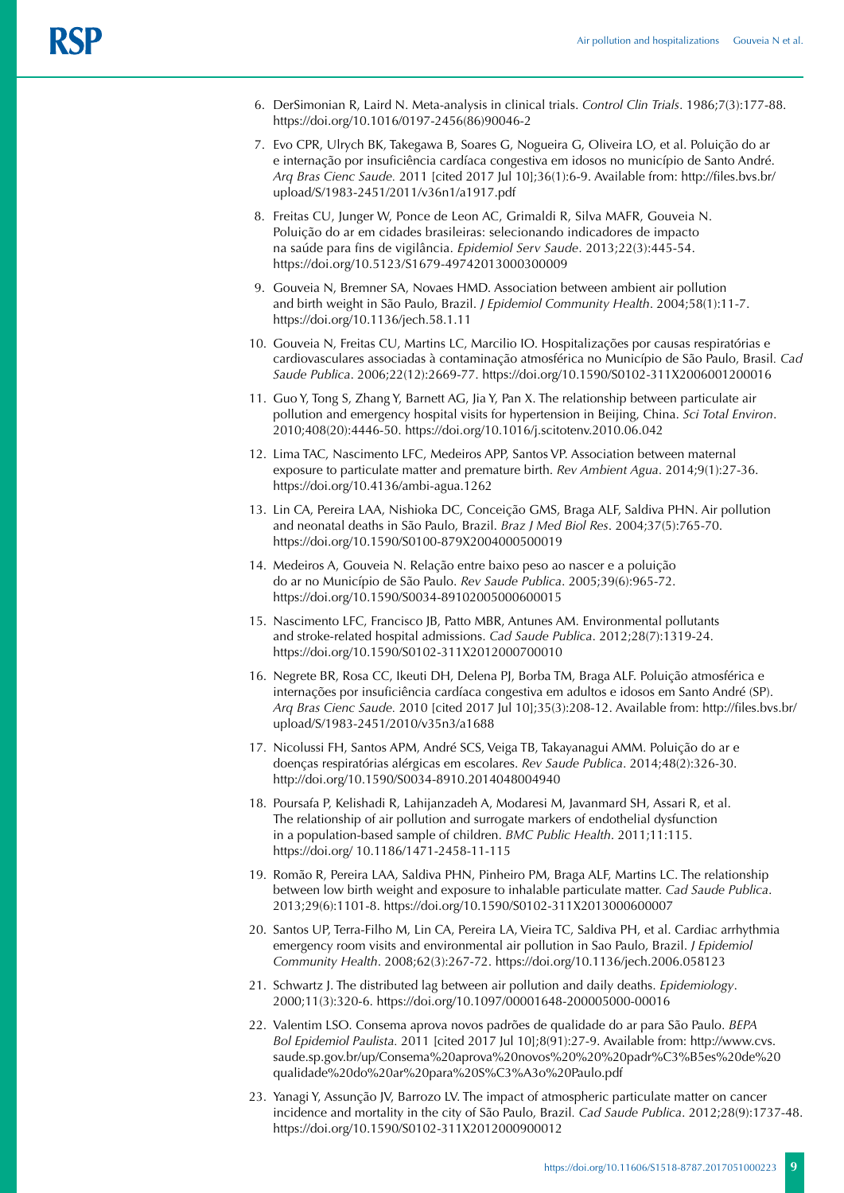6. DerSimonian R, Laird N. Meta-analysis in clinical trials. *Control Clin Trials*. 1986;7(3):177-88. https://doi.org/10.1016/0197-2456(86)90046-2

7. Evo CPR, Ulrych BK, Takegawa B, Soares G, Nogueira G, Oliveira LO, et al. Poluição do ar e internação por insuficiência cardíaca congestiva em idosos no município de Santo André. *Arq Bras Cienc Saude.* 2011 [cited 2017 Jul 10];36(1):6-9. Available from: http://files.bvs.br/upload/S/1983-2451/2011/v36n1/a1917.pdf

8. Freitas CU, Junger W, Ponce de Leon AC, Grimaldi R, Silva MAFR, Gouveia N. Poluição do ar em cidades brasileiras: selecionando indicadores de impacto na saúde para fins de vigilância. *Epidemiol Serv Saude*. 2013;22(3):445-54. https://doi.org/10.5123/S1679-49742013000300009

9. Gouveia N, Bremner SA, Novaes HMD. Association between ambient air pollution and birth weight in São Paulo, Brazil. *J Epidemiol Community Health*. 2004;58(1):11-7. https://doi.org/10.1136/jech.58.1.11

10. Gouveia N, Freitas CU, Martins LC, Marcilio IO. Hospitalizações por causas respiratórias e cardiovasculares associadas à contaminação atmosférica no Município de São Paulo, Brasil. *Cad Saude Publica*. 2006;22(12):2669-77. https://doi.org/10.1590/S0102-311X2006001200016

11. Guo Y, Tong S, Zhang Y, Barnett AG, Jia Y, Pan X. The relationship between particulate air pollution and emergency hospital visits for hypertension in Beijing, China. *Sci Total Environ*. 2010;408(20):4446-50. https://doi.org/10.1016/j.scitotenv.2010.06.042

12. Lima TAC, Nascimento LFC, Medeiros APP, Santos VP. Association between maternal exposure to particulate matter and premature birth. *Rev Ambient Agua*. 2014;9(1):27-36. https://doi.org/10.4136/ambi-agua.1262

13. Lin CA, Pereira LAA, Nishioka DC, Conceição GMS, Braga ALF, Saldiva PHN. Air pollution and neonatal deaths in São Paulo, Brazil. *Braz J Med Biol Res*. 2004;37(5):765-70. https://doi.org/10.1590/S0100-879X2004000500019

14. Medeiros A, Gouveia N. Relação entre baixo peso ao nascer e a poluição do ar no Município de São Paulo. *Rev Saude Publica*. 2005;39(6):965-72. https://doi.org/10.1590/S0034-89102005000600015

15. Nascimento LFC, Francisco JB, Patto MBR, Antunes AM. Environmental pollutants and stroke-related hospital admissions. *Cad Saude Publica*. 2012;28(7):1319-24. https://doi.org/10.1590/S0102-311X2012000700010

16. Negrete BR, Rosa CC, Ikeuti DH, Delena PJ, Borba TM, Braga ALF. Poluição atmosférica e internações por insuficiência cardíaca congestiva em adultos e idosos em Santo André (SP). *Arq Bras Cienc Saude.* 2010 [cited 2017 Jul 10];35(3):208-12. Available from: http://files.bvs.br/upload/S/1983-2451/2010/v35n3/a1688

17. Nicolussi FH, Santos APM, André SCS, Veiga TB, Takayanagui AMM. Poluição do ar e doenças respiratórias alérgicas em escolares. *Rev Saude Publica*. 2014;48(2):326-30. http://doi.org/10.1590/S0034-8910.2014048004940

18. Poursafa P, Kelishadi R, Lahijanzadeh A, Modaresi M, Javanmard SH, Assari R, et al. The relationship of air pollution and surrogate markers of endothelial dysfunction in a population-based sample of children. *BMC Public Health*. 2011;11:115. https://doi.org/ 10.1186/1471-2458-11-115

19. Romão R, Pereira LAA, Saldiva PHN, Pinheiro PM, Braga ALF, Martins LC. The relationship between low birth weight and exposure to inhalable particulate matter. *Cad Saude Publica*. 2013;29(6):1101-8. https://doi.org/10.1590/S0102-311X2013000600007

20. Santos UP, Terra-Filho M, Lin CA, Pereira LA, Vieira TC, Saldiva PH, et al. Cardiac arrhythmia emergency room visits and environmental air pollution in Sao Paulo, Brazil. *J Epidemiol Community Health*. 2008;62(3):267-72. https://doi.org/10.1136/jech.2006.058123

21. Schwartz J. The distributed lag between air pollution and daily deaths. *Epidemiology*. 2000;11(3):320-6. https://doi.org/10.1097/00001648-200005000-00016

22. Valentim LSO. Consema aprova novos padrões de qualidade do ar para São Paulo. *BEPA Bol Epidemiol Paulista.* 2011 [cited 2017 Jul 10];8(91):27-9. Available from: http://www.cvs.saude.sp.gov.br/up/Consema%20aprova%20novos%20%20%20padr%C3%B5es%20de%20qualidade%20do%20ar%20para%20S%C3%A3o%20Paulo.pdf

23. Yanagi Y, Assunção JV, Barrozo LV. The impact of atmospheric particulate matter on cancer incidence and mortality in the city of São Paulo, Brazil. *Cad Saude Publica*. 2012;28(9):1737-48. https://doi.org/10.1590/S0102-311X2012000900012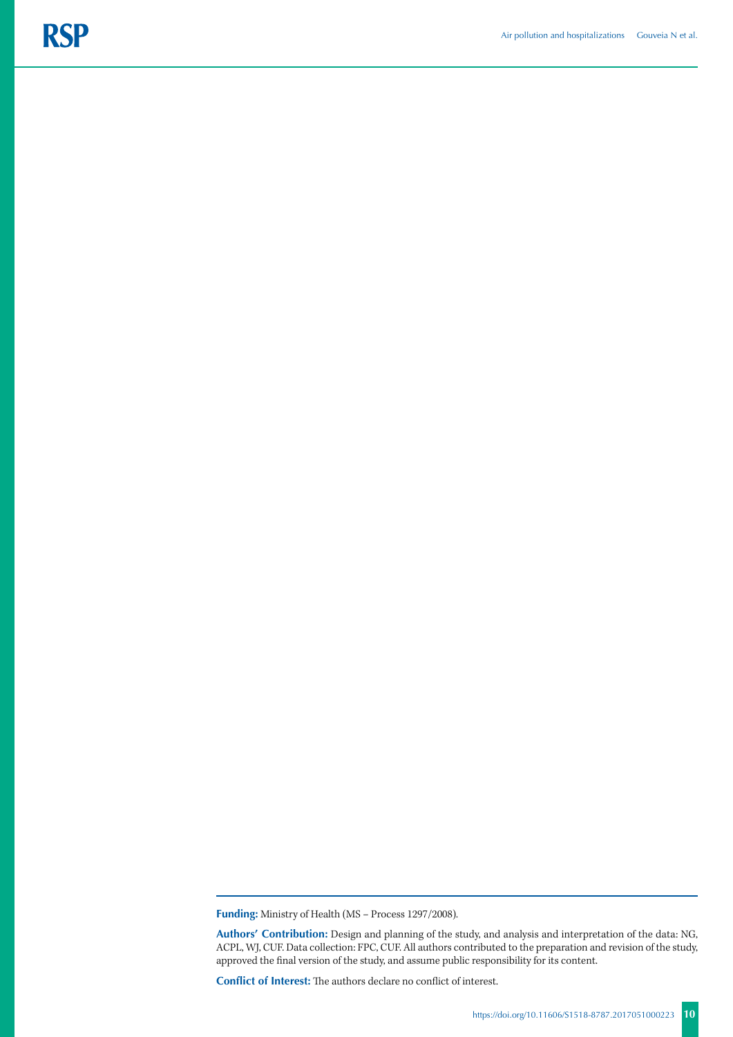**Funding:** Ministry of Health (MS – Process 1297/2008).

**Authors' Contribution:** Design and planning of the study, and analysis and interpretation of the data: NG, ACPL, WJ, CUF. Data collection: FPC, CUF. All authors contributed to the preparation and revision of the study, approved the final version of the study, and assume public responsibility for its content.

**Conflict of Interest:** The authors declare no conflict of interest.